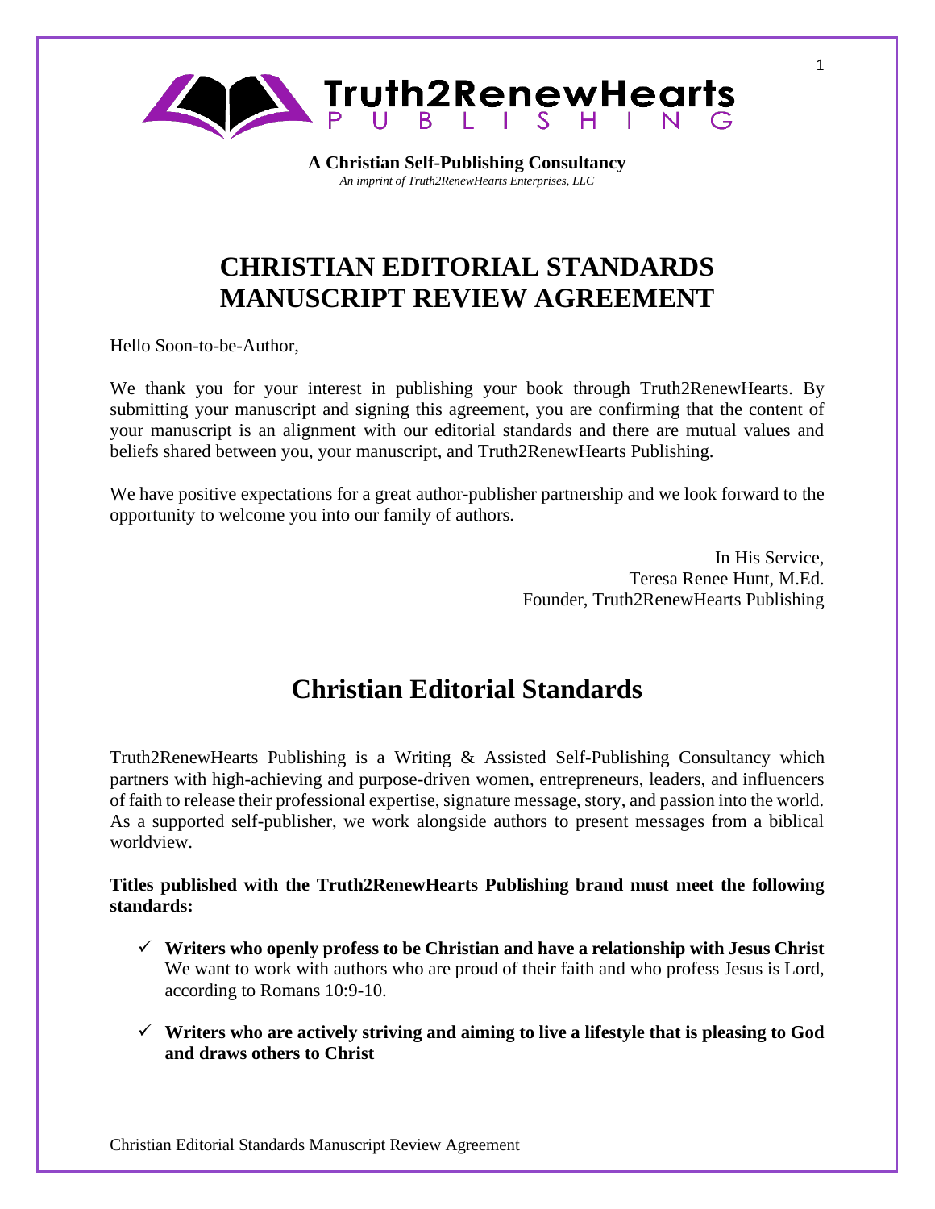Truth2RenewHearts PUBLISHING

**A Christian Self-Publishing Consultancy**
*An imprint of Truth2RenewHearts Enterprises, LLC*

# CHRISTIAN EDITORIAL STANDARDS MANUSCRIPT REVIEW AGREEMENT

Hello Soon-to-be-Author,

We thank you for your interest in publishing your book through Truth2RenewHearts. By submitting your manuscript and signing this agreement, you are confirming that the content of your manuscript is an alignment with our editorial standards and there are mutual values and beliefs shared between you, your manuscript, and Truth2RenewHearts Publishing.

We have positive expectations for a great author-publisher partnership and we look forward to the opportunity to welcome you into our family of authors.

In His Service,
Teresa Renee Hunt, M.Ed.
Founder, Truth2RenewHearts Publishing

# Christian Editorial Standards

Truth2RenewHearts Publishing is a Writing & Assisted Self-Publishing Consultancy which partners with high-achieving and purpose-driven women, entrepreneurs, leaders, and influencers of faith to release their professional expertise, signature message, story, and passion into the world. As a supported self-publisher, we work alongside authors to present messages from a biblical worldview.

**Titles published with the Truth2RenewHearts Publishing brand must meet the following standards:**

- ✓ **Writers who openly profess to be Christian and have a relationship with Jesus Christ**
  We want to work with authors who are proud of their faith and who profess Jesus is Lord, according to Romans 10:9-10.

- ✓ **Writers who are actively striving and aiming to live a lifestyle that is pleasing to God and draws others to Christ**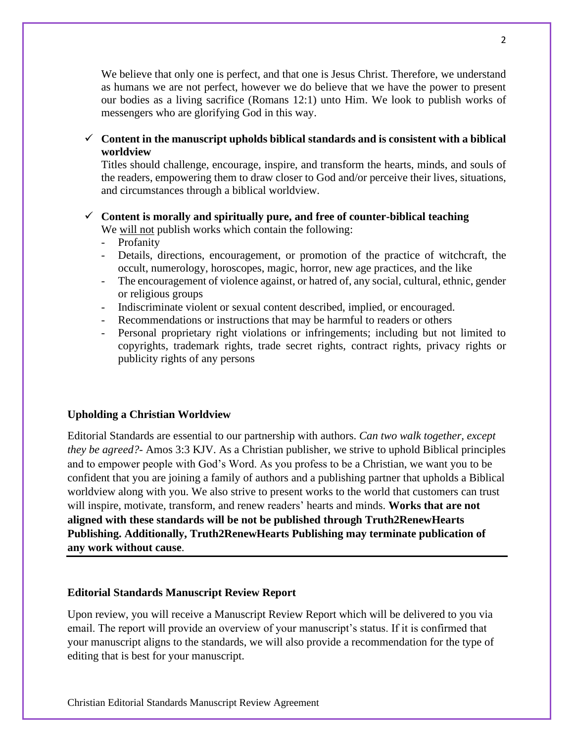We believe that only one is perfect, and that one is Jesus Christ. Therefore, we understand as humans we are not perfect, however we do believe that we have the power to present our bodies as a living sacrifice (Romans 12:1) unto Him. We look to publish works of messengers who are glorifying God in this way.

✓ **Content in the manuscript upholds biblical standards and is consistent with a biblical worldview**

Titles should challenge, encourage, inspire, and transform the hearts, minds, and souls of the readers, empowering them to draw closer to God and/or perceive their lives, situations, and circumstances through a biblical worldview.

✓ **Content is morally and spiritually pure, and free of counter-biblical teaching**

We <u>will not</u> publish works which contain the following:

- Profanity
- Details, directions, encouragement, or promotion of the practice of witchcraft, the occult, numerology, horoscopes, magic, horror, new age practices, and the like
- The encouragement of violence against, or hatred of, any social, cultural, ethnic, gender or religious groups
- Indiscriminate violent or sexual content described, implied, or encouraged.
- Recommendations or instructions that may be harmful to readers or others
- Personal proprietary right violations or infringements; including but not limited to copyrights, trademark rights, trade secret rights, contract rights, privacy rights or publicity rights of any persons

**Upholding a Christian Worldview**

Editorial Standards are essential to our partnership with authors. *Can two walk together, except they be agreed?*- Amos 3:3 KJV. As a Christian publisher, we strive to uphold Biblical principles and to empower people with God's Word. As you profess to be a Christian, we want you to be confident that you are joining a family of authors and a publishing partner that upholds a Biblical worldview along with you. We also strive to present works to the world that customers can trust will inspire, motivate, transform, and renew readers' hearts and minds. **Works that are not aligned with these standards will be not be published through Truth2RenewHearts Publishing. Additionally, Truth2RenewHearts Publishing may terminate publication of any work without cause**.

---

**Editorial Standards Manuscript Review Report**

Upon review, you will receive a Manuscript Review Report which will be delivered to you via email. The report will provide an overview of your manuscript's status. If it is confirmed that your manuscript aligns to the standards, we will also provide a recommendation for the type of editing that is best for your manuscript.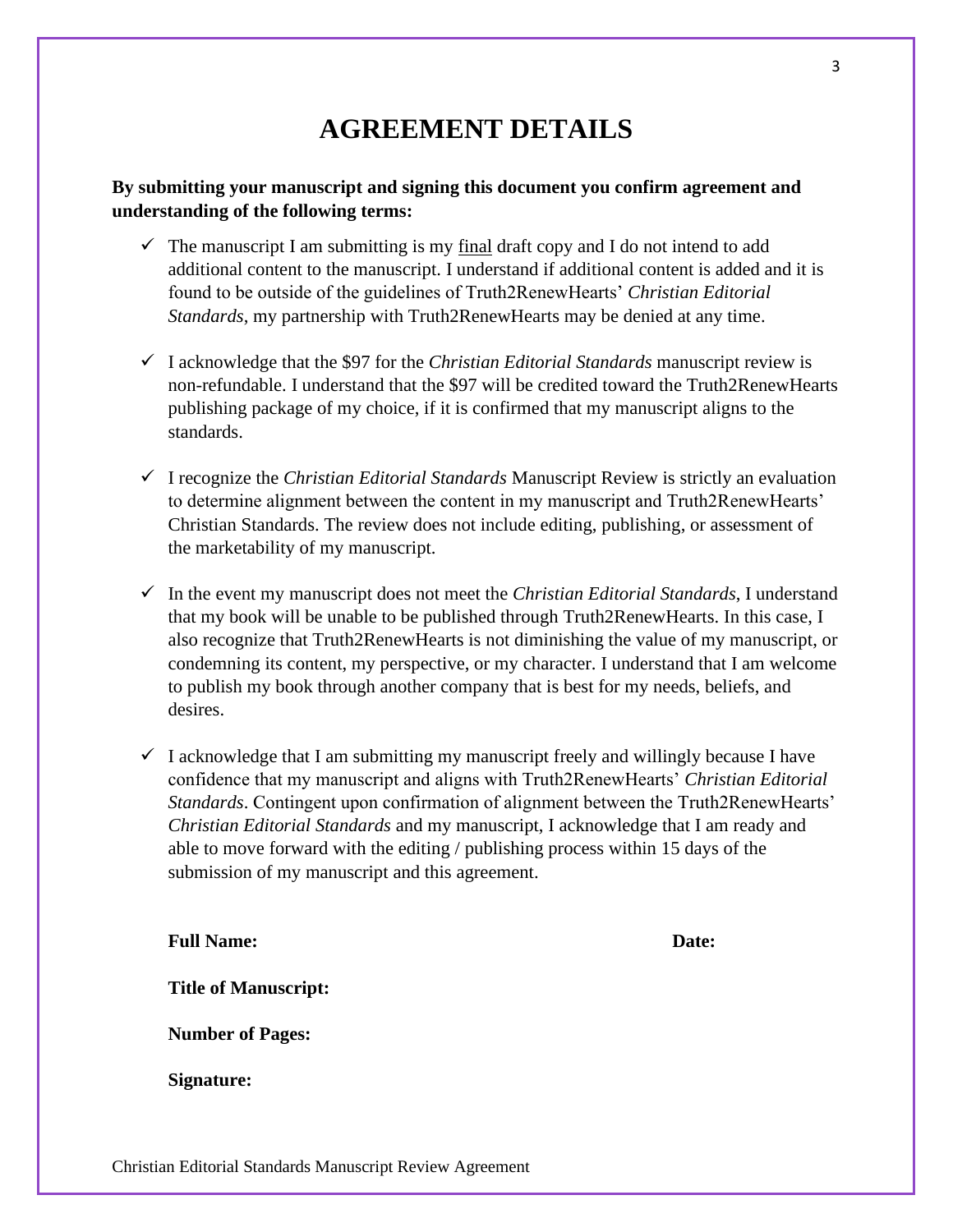# AGREEMENT DETAILS

**By submitting your manuscript and signing this document you confirm agreement and understanding of the following terms:**

- ✓ The manuscript I am submitting is my <u>final</u> draft copy and I do not intend to add additional content to the manuscript. I understand if additional content is added and it is found to be outside of the guidelines of Truth2RenewHearts' *Christian Editorial Standards*, my partnership with Truth2RenewHearts may be denied at any time.

- ✓ I acknowledge that the $97 for the *Christian Editorial Standards* manuscript review is non-refundable. I understand that the $97 will be credited toward the Truth2RenewHearts publishing package of my choice, if it is confirmed that my manuscript aligns to the standards.

- ✓ I recognize the *Christian Editorial Standards* Manuscript Review is strictly an evaluation to determine alignment between the content in my manuscript and Truth2RenewHearts' Christian Standards. The review does not include editing, publishing, or assessment of the marketability of my manuscript.

- ✓ In the event my manuscript does not meet the *Christian Editorial Standards*, I understand that my book will be unable to be published through Truth2RenewHearts. In this case, I also recognize that Truth2RenewHearts is not diminishing the value of my manuscript, or condemning its content, my perspective, or my character. I understand that I am welcome to publish my book through another company that is best for my needs, beliefs, and desires.

- ✓ I acknowledge that I am submitting my manuscript freely and willingly because I have confidence that my manuscript and aligns with Truth2RenewHearts' *Christian Editorial Standards*. Contingent upon confirmation of alignment between the Truth2RenewHearts' *Christian Editorial Standards* and my manuscript, I acknowledge that I am ready and able to move forward with the editing / publishing process within 15 days of the submission of my manuscript and this agreement.

**Full Name:** **Date:**

**Title of Manuscript:**

**Number of Pages:**

**Signature:**